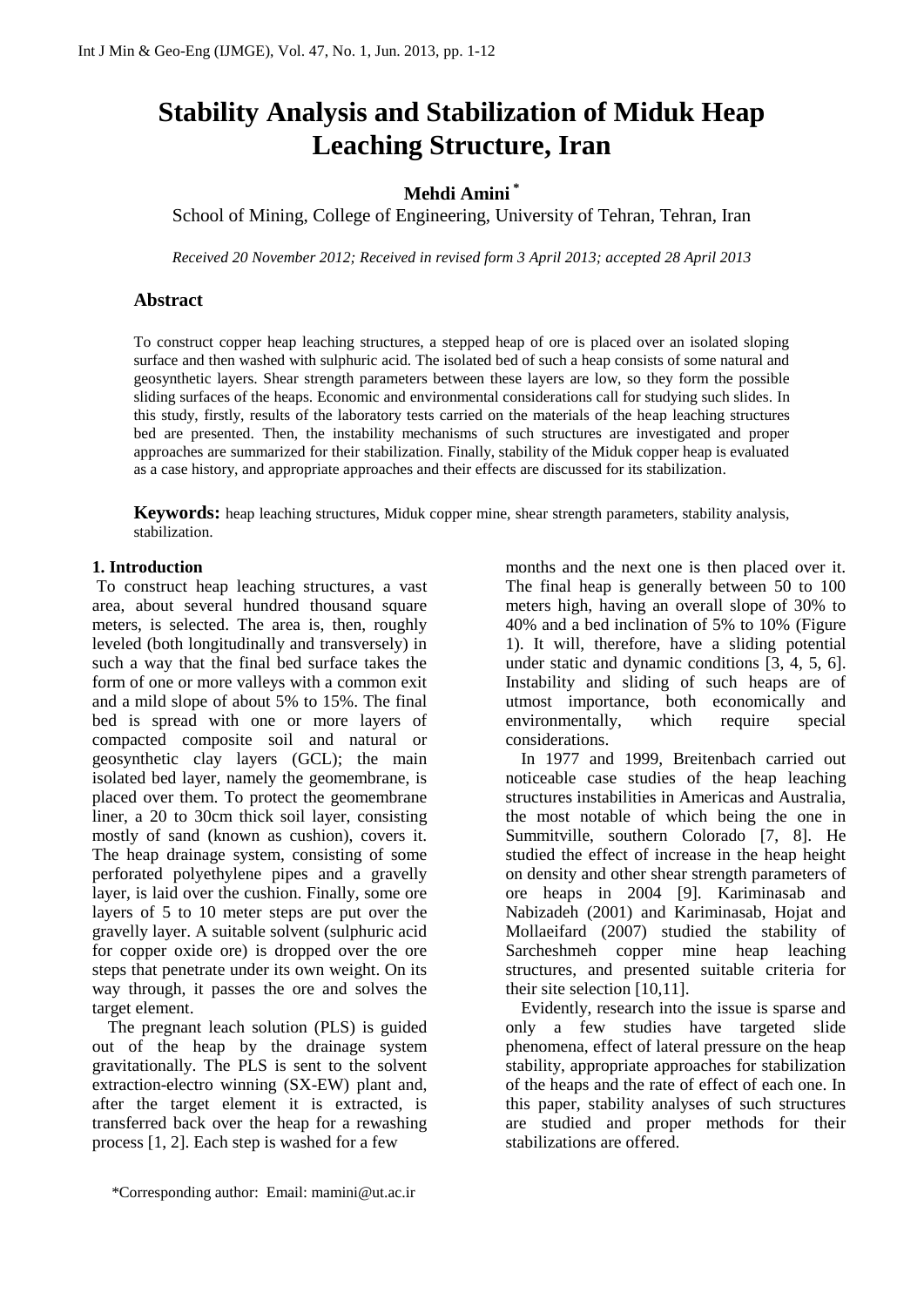# Stability Analysis and Stabilization of Miduk Heap Leaching Structure, Iran

**Mehdi Amini** *

School of Mining, College of Engineering, University of Tehran, Tehran, Iran

*Received 20 November 2012; Received in revised form 3 April 2013; accepted 28 April 2013*

## Abstract

To construct copper heap leaching structures, a stepped heap of ore is placed over an isolated sloping surface and then washed with sulphuric acid. The isolated bed of such a heap consists of some natural and geosynthetic layers. Shear strength parameters between these layers are low, so they form the possible sliding surfaces of the heaps. Economic and environmental considerations call for studying such slides. In this study, firstly, results of the laboratory tests carried on the materials of the heap leaching structures bed are presented. Then, the instability mechanisms of such structures are investigated and proper approaches are summarized for their stabilization. Finally, stability of the Miduk copper heap is evaluated as a case history, and appropriate approaches and their effects are discussed for its stabilization.

**Keywords:** heap leaching structures, Miduk copper mine, shear strength parameters, stability analysis, stabilization.

### 1. Introduction

To construct heap leaching structures, a vast area, about several hundred thousand square meters, is selected. The area is, then, roughly leveled (both longitudinally and transversely) in such a way that the final bed surface takes the form of one or more valleys with a common exit and a mild slope of about 5% to 15%. The final bed is spread with one or more layers of compacted composite soil and natural or geosynthetic clay layers (GCL); the main isolated bed layer, namely the geomembrane, is placed over them. To protect the geomembrane liner, a 20 to 30cm thick soil layer, consisting mostly of sand (known as cushion), covers it. The heap drainage system, consisting of some perforated polyethylene pipes and a gravelly layer, is laid over the cushion. Finally, some ore layers of 5 to 10 meter steps are put over the gravelly layer. A suitable solvent (sulphuric acid for copper oxide ore) is dropped over the ore steps that penetrate under its own weight. On its way through, it passes the ore and solves the target element.

The pregnant leach solution (PLS) is guided out of the heap by the drainage system gravitationally. The PLS is sent to the solvent extraction-electro winning (SX-EW) plant and, after the target element it is extracted, is transferred back over the heap for a rewashing process [1, 2]. Each step is washed for a few months and the next one is then placed over it. The final heap is generally between 50 to 100 meters high, having an overall slope of 30% to 40% and a bed inclination of 5% to 10% (Figure 1). It will, therefore, have a sliding potential under static and dynamic conditions [3, 4, 5, 6]. Instability and sliding of such heaps are of utmost importance, both economically and environmentally, which require special considerations.

In 1977 and 1999, Breitenbach carried out noticeable case studies of the heap leaching structures instabilities in Americas and Australia, the most notable of which being the one in Summitville, southern Colorado [7, 8]. He studied the effect of increase in the heap height on density and other shear strength parameters of ore heaps in 2004 [9]. Kariminasab and Nabizadeh (2001) and Kariminasab, Hojat and Mollaeifard (2007) studied the stability of Sarcheshmeh copper mine heap leaching structures, and presented suitable criteria for their site selection [10,11].

Evidently, research into the issue is sparse and only a few studies have targeted slide phenomena, effect of lateral pressure on the heap stability, appropriate approaches for stabilization of the heaps and the rate of effect of each one. In this paper, stability analyses of such structures are studied and proper methods for their stabilizations are offered.

*Corresponding author: Email: mamini@ut.ac.ir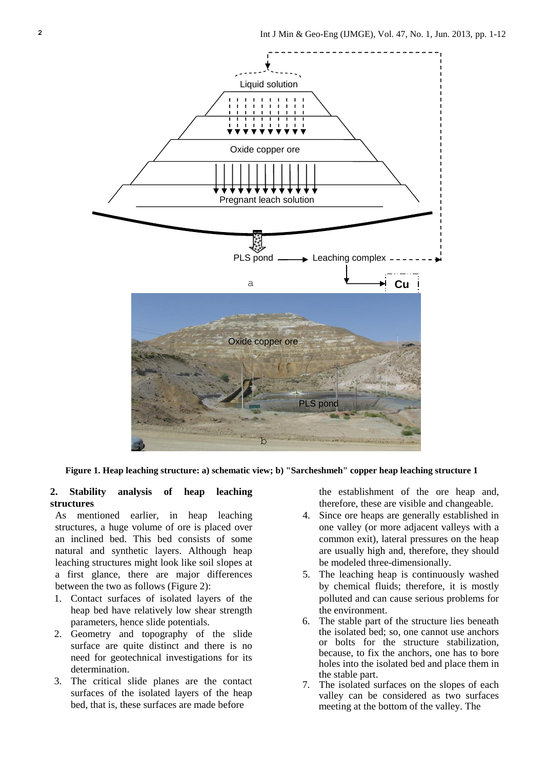Figure 1. Heap leaching structure: a) schematic view; b) "Sarcheshmeh" copper heap leaching structure 1

## 2. Stability analysis of heap leaching structures

As mentioned earlier, in heap leaching structures, a huge volume of ore is placed over an inclined bed. This bed consists of some natural and synthetic layers. Although heap leaching structures might look like soil slopes at a first glance, there are major differences between the two as follows (Figure 2):

1. Contact surfaces of isolated layers of the heap bed have relatively low shear strength parameters, hence slide potentials.
2. Geometry and topography of the slide surface are quite distinct and there is no need for geotechnical investigations for its determination.
3. The critical slide planes are the contact surfaces of the isolated layers of the heap bed, that is, these surfaces are made before the establishment of the ore heap and, therefore, these are visible and changeable.
4. Since ore heaps are generally established in one valley (or more adjacent valleys with a common exit), lateral pressures on the heap are usually high and, therefore, they should be modeled three-dimensionally.
5. The leaching heap is continuously washed by chemical fluids; therefore, it is mostly polluted and can cause serious problems for the environment.
6. The stable part of the structure lies beneath the isolated bed; so, one cannot use anchors or bolts for the structure stabilization, because, to fix the anchors, one has to bore holes into the isolated bed and place them in the stable part.
7. The isolated surfaces on the slopes of each valley can be considered as two surfaces meeting at the bottom of the valley. The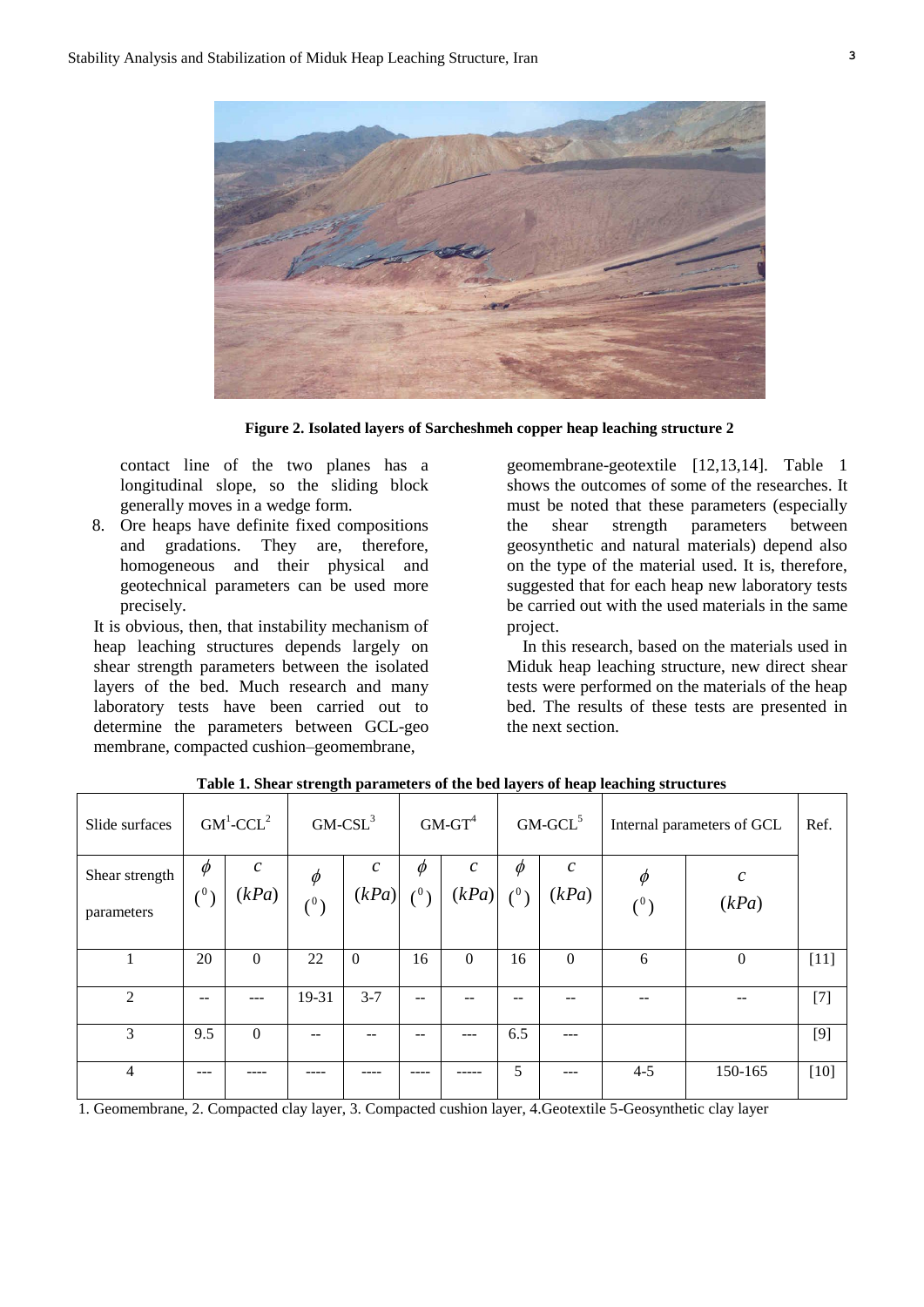**Figure 2. Isolated layers of Sarcheshmeh copper heap leaching structure 2**

contact line of the two planes has a longitudinal slope, so the sliding block generally moves in a wedge form.

8. Ore heaps have definite fixed compositions and gradations. They are, therefore, homogeneous and their physical and geotechnical parameters can be used more precisely.

It is obvious, then, that instability mechanism of heap leaching structures depends largely on shear strength parameters between the isolated layers of the bed. Much research and many laboratory tests have been carried out to determine the parameters between GCL-geo membrane, compacted cushion–geomembrane, geomembrane-geotextile [12,13,14]. Table 1 shows the outcomes of some of the researches. It must be noted that these parameters (especially the shear strength parameters between geosynthetic and natural materials) depend also on the type of the material used. It is, therefore, suggested that for each heap new laboratory tests be carried out with the used materials in the same project.

In this research, based on the materials used in Miduk heap leaching structure, new direct shear tests were performed on the materials of the heap bed. The results of these tests are presented in the next section.

**Table 1. Shear strength parameters of the bed layers of heap leaching structures**

| Slide surfaces | GM[1]-CCL[2] | | GM-CSL[3] | | GM-GT[4] | | GM-GCL[5] | | Internal parameters of GCL | | Ref. |
|---|---|---|---|---|---|---|---|---|---|---|---|
| Shear strength parameters | $\phi$ $(^0)$ | $c$ $(kPa)$ | $\phi$ $(^0)$ | $c$ $(kPa)$ | $\phi$ $(^0)$ | $c$ $(kPa)$ | $\phi$ $(^0)$ | $c$ $(kPa)$ | $\phi$ $(^0)$ | $c$ $(kPa)$ | |
| 1 | 20 | 0 | 22 | 0 | 16 | 0 | 16 | 0 | 6 | 0 | [11] |
| 2 | -- | --- | 19-31 | 3-7 | -- | -- | -- | -- | -- | -- | [7] |
| 3 | 9.5 | 0 | -- | -- | -- | --- | 6.5 | --- | | | [9] |
| 4 | --- | ---- | ---- | ---- | ---- | ----- | 5 | --- | 4-5 | 150-165 | [10] |

1. Geomembrane, 2. Compacted clay layer, 3. Compacted cushion layer, 4.Geotextile 5-Geosynthetic clay layer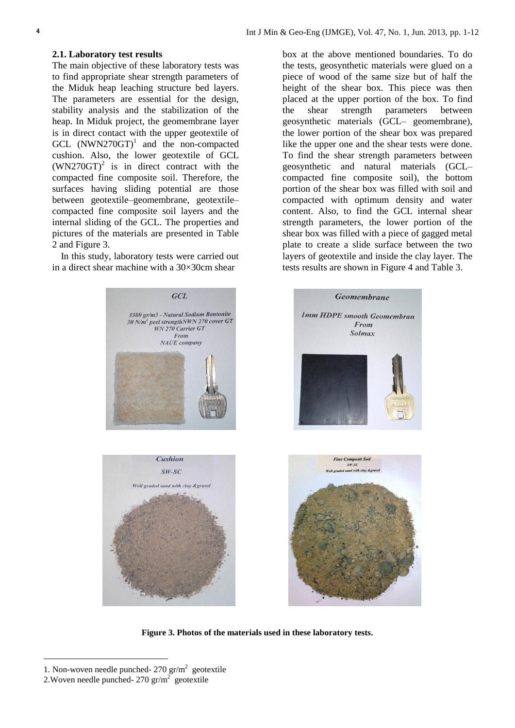### 2.1. Laboratory test results

The main objective of these laboratory tests was to find appropriate shear strength parameters of the Miduk heap leaching structure bed layers. The parameters are essential for the design, stability analysis and the stabilization of the heap. In Miduk project, the geomembrane layer is in direct contact with the upper geotextile of GCL (NWN270GT)[1] and the non-compacted cushion. Also, the lower geotextile of GCL (WN270GT)[2] is in direct contract with the compacted fine composite soil. Therefore, the surfaces having sliding potential are those between geotextile–geomembrane, geotextile–compacted fine composite soil layers and the internal sliding of the GCL. The properties and pictures of the materials are presented in Table 2 and Figure 3.

In this study, laboratory tests were carried out in a direct shear machine with a 30×30cm shear box at the above mentioned boundaries. To do the tests, geosynthetic materials were glued on a piece of wood of the same size but of half the height of the shear box. This piece was then placed at the upper portion of the box. To find the shear strength parameters between geosynthetic materials (GCL– geomembrane), the lower portion of the shear box was prepared like the upper one and the shear tests were done. To find the shear strength parameters between geosynthetic and natural materials (GCL– compacted fine composite soil), the bottom portion of the shear box was filled with soil and compacted with optimum density and water content. Also, to find the GCL internal shear strength parameters, the lower portion of the shear box was filled with a piece of gagged metal plate to create a slide surface between the two layers of geotextile and inside the clay layer. The tests results are shown in Figure 4 and Table 3.

**Figure 3. Photos of the materials used in these laboratory tests.**

1. Non-woven needle punched- 270 gr/m$^2$ geotextile

2. Woven needle punched- 270 gr/m$^2$ geotextile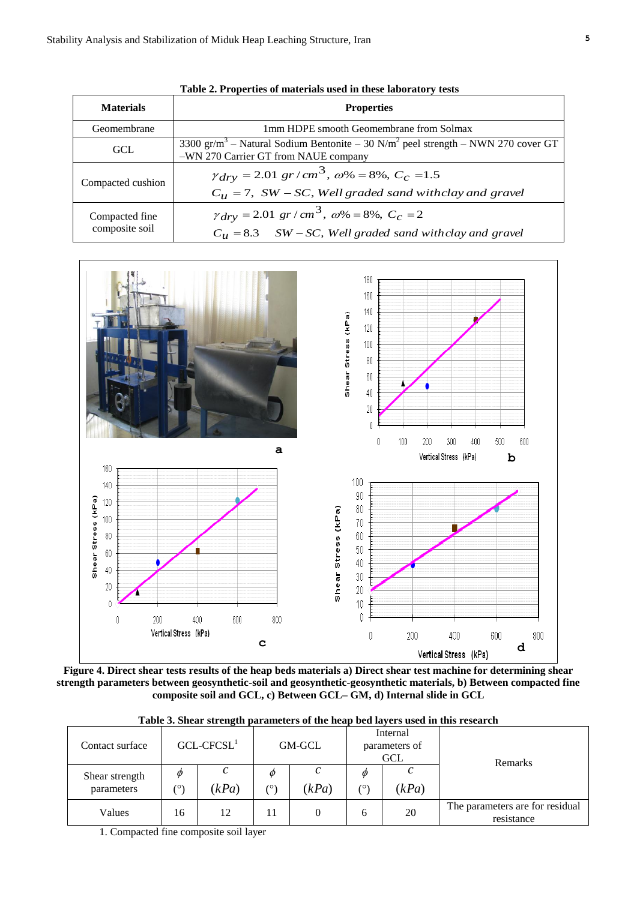**Table 2. Properties of materials used in these laboratory tests**

| Materials | Properties |
|---|---|
| Geomembrane | 1mm HDPE smooth Geomembrane from Solmax |
| GCL | 3300 gr/m$^3$ – Natural Sodium Bentonite – 30 N/m$^2$ peel strength – NWN 270 cover GT –WN 270 Carrier GT from NAUE company |
| Compacted cushion | $\gamma_{dry} = 2.01\ gr/cm^3,\ \omega\% = 8\%,\ C_c = 1.5$ <br> $C_u = 7,\ SW - SC,\ Well\ graded\ sand\ with\ clay\ and\ gravel$ |
| Compacted fine composite soil | $\gamma_{dry} = 2.01\ gr/cm^3,\ \omega\% = 8\%,\ C_c = 2$ <br> $C_u = 8.3\quad SW - SC,\ Well\ graded\ sand\ with\ clay\ and\ gravel$ |

**Figure 4. Direct shear tests results of the heap beds materials a) Direct shear test machine for determining shear strength parameters between geosynthetic-soil and geosynthetic-geosynthetic materials, b) Between compacted fine composite soil and GCL, c) Between GCL– GM, d) Internal slide in GCL**

**Table 3. Shear strength parameters of the heap bed layers used in this research**

| Contact surface | GCL-CFCSL[1] | | GM-GCL | | Internal parameters of GCL | | Remarks |
|---|---|---|---|---|---|---|---|
| Shear strength parameters | $\phi$ (°) | $c$ $(kPa)$ | $\phi$ (°) | $c$ $(kPa)$ | $\phi$ (°) | $c$ $(kPa)$ | |
| Values | 16 | 12 | 11 | 0 | 6 | 20 | The parameters are for residual resistance |

1. Compacted fine composite soil layer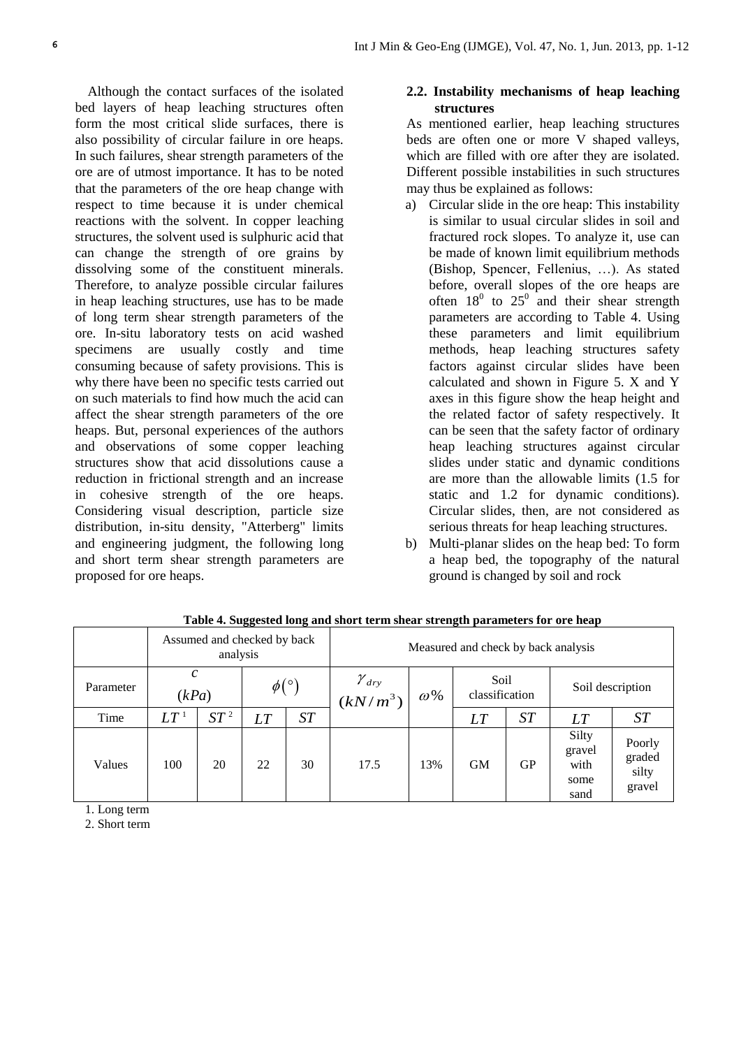Although the contact surfaces of the isolated bed layers of heap leaching structures often form the most critical slide surfaces, there is also possibility of circular failure in ore heaps. In such failures, shear strength parameters of the ore are of utmost importance. It has to be noted that the parameters of the ore heap change with respect to time because it is under chemical reactions with the solvent. In copper leaching structures, the solvent used is sulphuric acid that can change the strength of ore grains by dissolving some of the constituent minerals. Therefore, to analyze possible circular failures in heap leaching structures, use has to be made of long term shear strength parameters of the ore. In-situ laboratory tests on acid washed specimens are usually costly and time consuming because of safety provisions. This is why there have been no specific tests carried out on such materials to find how much the acid can affect the shear strength parameters of the ore heaps. But, personal experiences of the authors and observations of some copper leaching structures show that acid dissolutions cause a reduction in frictional strength and an increase in cohesive strength of the ore heaps. Considering visual description, particle size distribution, in-situ density, "Atterberg" limits and engineering judgment, the following long and short term shear strength parameters are proposed for ore heaps.

## 2.2. Instability mechanisms of heap leaching structures

As mentioned earlier, heap leaching structures beds are often one or more V shaped valleys, which are filled with ore after they are isolated. Different possible instabilities in such structures may thus be explained as follows:

a) Circular slide in the ore heap: This instability is similar to usual circular slides in soil and fractured rock slopes. To analyze it, use can be made of known limit equilibrium methods (Bishop, Spencer, Fellenius, …). As stated before, overall slopes of the ore heaps are often $18^0$ to $25^0$ and their shear strength parameters are according to Table 4. Using these parameters and limit equilibrium methods, heap leaching structures safety factors against circular slides have been calculated and shown in Figure 5. X and Y axes in this figure show the heap height and the related factor of safety respectively. It can be seen that the safety factor of ordinary heap leaching structures against circular slides under static and dynamic conditions are more than the allowable limits (1.5 for static and 1.2 for dynamic conditions). Circular slides, then, are not considered as serious threats for heap leaching structures.

b) Multi-planar slides on the heap bed: To form a heap bed, the topography of the natural ground is changed by soil and rock

**Table 4. Suggested long and short term shear strength parameters for ore heap**

| | Assumed and checked by back analysis | | | | Measured and check by back analysis | | | | | |
|---|---|---|---|---|---|---|---|---|---|---|
| Parameter | $c$ $(kPa)$ | | $\phi(^\circ)$ | | $\gamma_{dry}$ $(kN/m^3)$ | $\omega\%$ | Soil classification | | Soil description | |
| Time | $LT$ [1] | $ST$ [2] | $LT$ | $ST$ | | | $LT$ | $ST$ | $LT$ | $ST$ |
| Values | 100 | 20 | 22 | 30 | 17.5 | 13% | GM | GP | Silty gravel with some sand | Poorly graded silty gravel |

1. Long term
2. Short term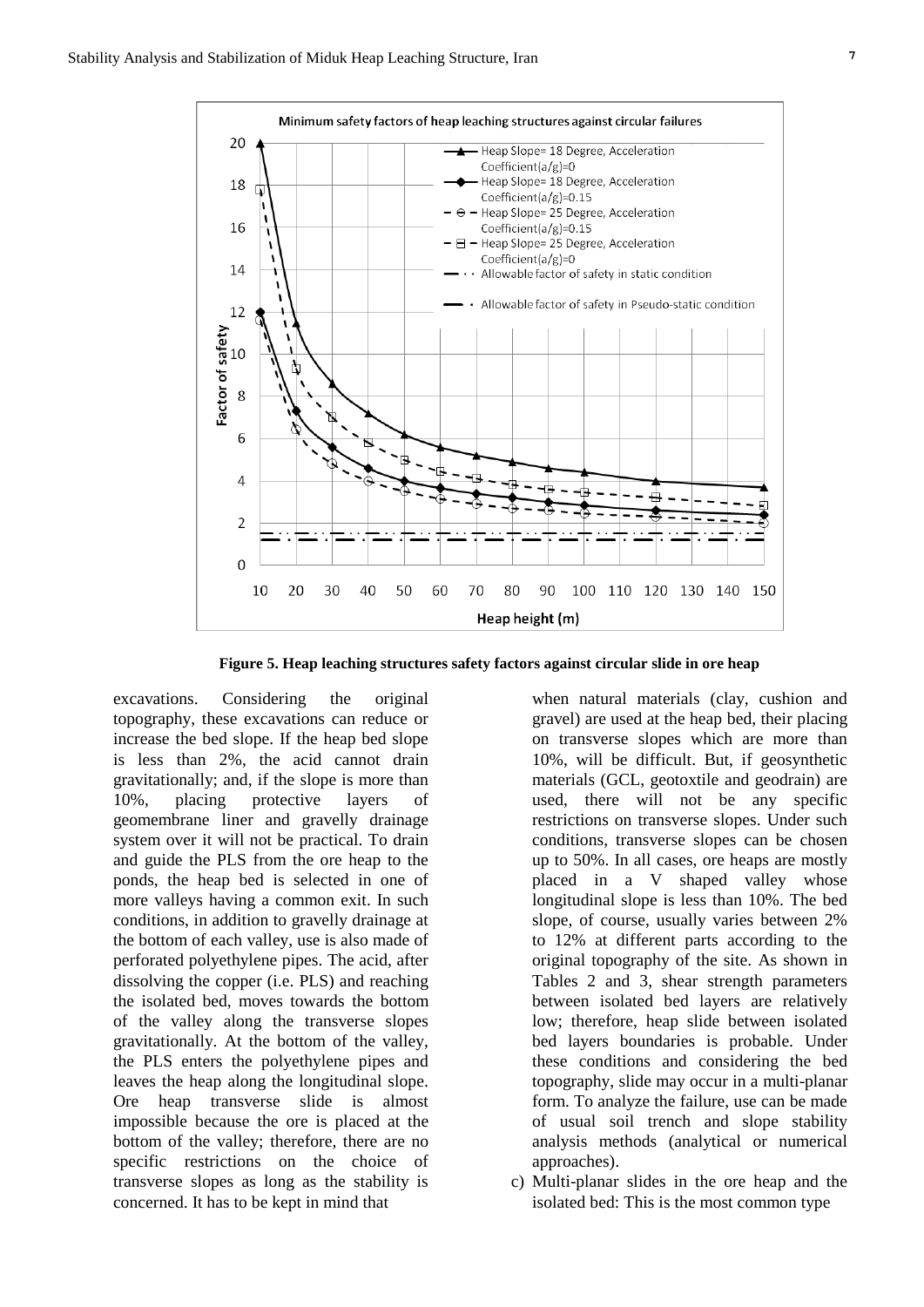**Figure 5. Heap leaching structures safety factors against circular slide in ore heap**

excavations. Considering the original topography, these excavations can reduce or increase the bed slope. If the heap bed slope is less than 2%, the acid cannot drain gravitationally; and, if the slope is more than 10%, placing protective layers of geomembrane liner and gravelly drainage system over it will not be practical. To drain and guide the PLS from the ore heap to the ponds, the heap bed is selected in one of more valleys having a common exit. In such conditions, in addition to gravelly drainage at the bottom of each valley, use is also made of perforated polyethylene pipes. The acid, after dissolving the copper (i.e. PLS) and reaching the isolated bed, moves towards the bottom of the valley along the transverse slopes gravitationally. At the bottom of the valley, the PLS enters the polyethylene pipes and leaves the heap along the longitudinal slope. Ore heap transverse slide is almost impossible because the ore is placed at the bottom of the valley; therefore, there are no specific restrictions on the choice of transverse slopes as long as the stability is concerned. It has to be kept in mind that when natural materials (clay, cushion and gravel) are used at the heap bed, their placing on transverse slopes which are more than 10%, will be difficult. But, if geosynthetic materials (GCL, geotoxtile and geodrain) are used, there will not be any specific restrictions on transverse slopes. Under such conditions, transverse slopes can be chosen up to 50%. In all cases, ore heaps are mostly placed in a V shaped valley whose longitudinal slope is less than 10%. The bed slope, of course, usually varies between 2% to 12% at different parts according to the original topography of the site. As shown in Tables 2 and 3, shear strength parameters between isolated bed layers are relatively low; therefore, heap slide between isolated bed layers boundaries is probable. Under these conditions and considering the bed topography, slide may occur in a multi-planar form. To analyze the failure, use can be made of usual soil trench and slope stability analysis methods (analytical or numerical approaches).

c) Multi-planar slides in the ore heap and the isolated bed: This is the most common type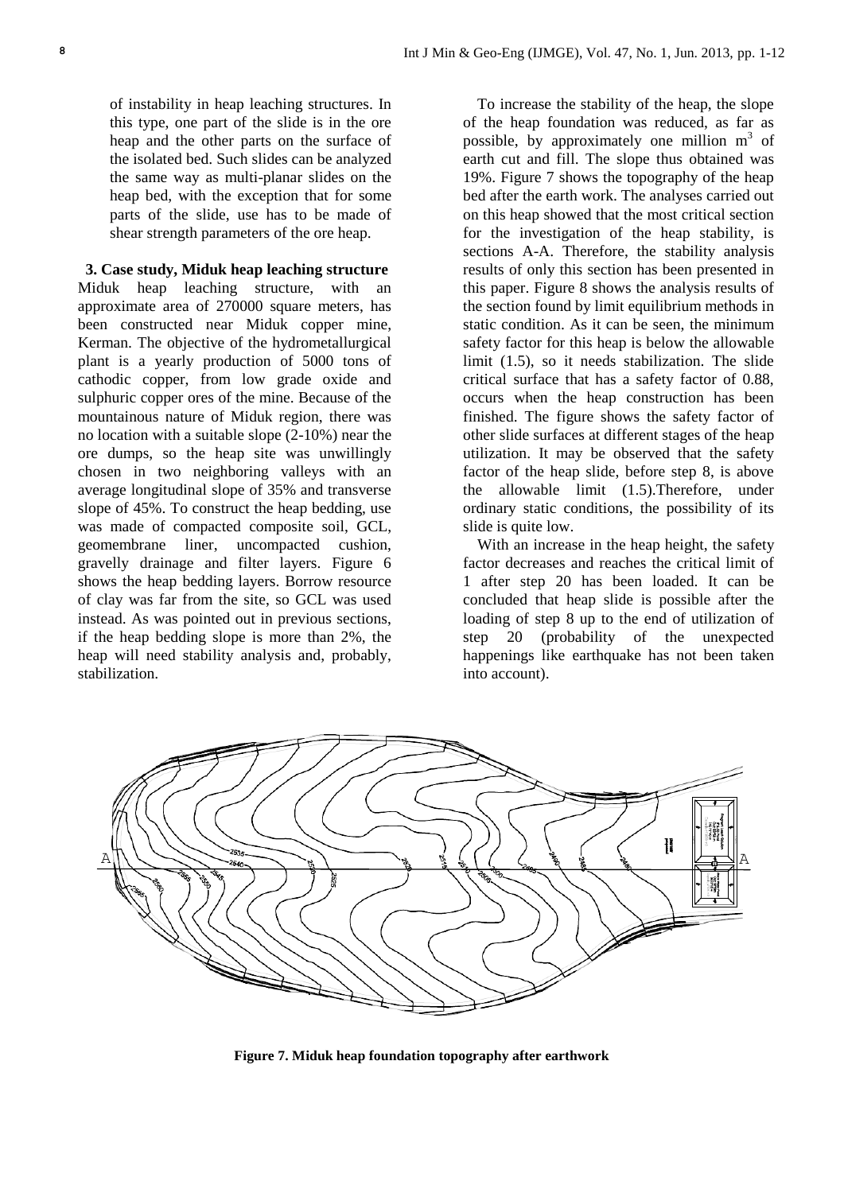of instability in heap leaching structures. In this type, one part of the slide is in the ore heap and the other parts on the surface of the isolated bed. Such slides can be analyzed the same way as multi-planar slides on the heap bed, with the exception that for some parts of the slide, use has to be made of shear strength parameters of the ore heap.

## 3. Case study, Miduk heap leaching structure

Miduk heap leaching structure, with an approximate area of 270000 square meters, has been constructed near Miduk copper mine, Kerman. The objective of the hydrometallurgical plant is a yearly production of 5000 tons of cathodic copper, from low grade oxide and sulphuric copper ores of the mine. Because of the mountainous nature of Miduk region, there was no location with a suitable slope (2-10%) near the ore dumps, so the heap site was unwillingly chosen in two neighboring valleys with an average longitudinal slope of 35% and transverse slope of 45%. To construct the heap bedding, use was made of compacted composite soil, GCL, geomembrane liner, uncompacted cushion, gravelly drainage and filter layers. Figure 6 shows the heap bedding layers. Borrow resource of clay was far from the site, so GCL was used instead. As was pointed out in previous sections, if the heap bedding slope is more than 2%, the heap will need stability analysis and, probably, stabilization.

To increase the stability of the heap, the slope of the heap foundation was reduced, as far as possible, by approximately one million $m^3$ of earth cut and fill. The slope thus obtained was 19%. Figure 7 shows the topography of the heap bed after the earth work. The analyses carried out on this heap showed that the most critical section for the investigation of the heap stability, is sections A-A. Therefore, the stability analysis results of only this section has been presented in this paper. Figure 8 shows the analysis results of the section found by limit equilibrium methods in static condition. As it can be seen, the minimum safety factor for this heap is below the allowable limit (1.5), so it needs stabilization. The slide critical surface that has a safety factor of 0.88, occurs when the heap construction has been finished. The figure shows the safety factor of other slide surfaces at different stages of the heap utilization. It may be observed that the safety factor of the heap slide, before step 8, is above the allowable limit (1.5).Therefore, under ordinary static conditions, the possibility of its slide is quite low.

With an increase in the heap height, the safety factor decreases and reaches the critical limit of 1 after step 20 has been loaded. It can be concluded that heap slide is possible after the loading of step 8 up to the end of utilization of step 20 (probability of the unexpected happenings like earthquake has not been taken into account).

**Figure 7. Miduk heap foundation topography after earthwork**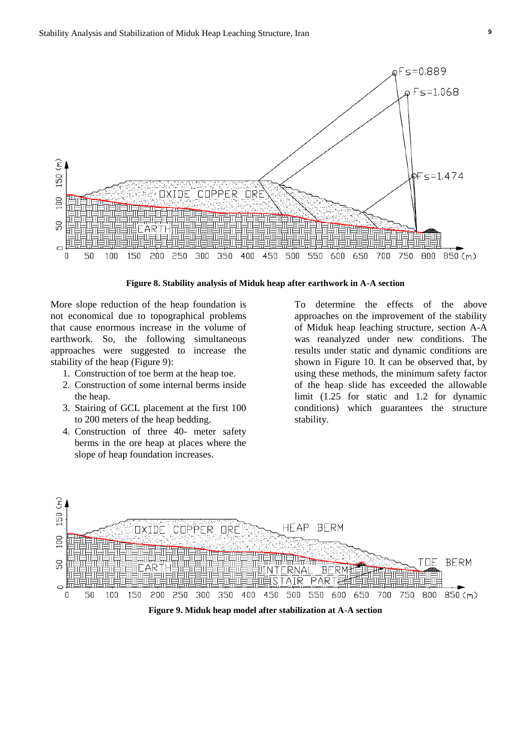**Figure 8. Stability analysis of Miduk heap after earthwork in A-A section**

More slope reduction of the heap foundation is not economical due to topographical problems that cause enormous increase in the volume of earthwork. So, the following simultaneous approaches were suggested to increase the stability of the heap (Figure 9):

1. Construction of toe berm at the heap toe.
2. Construction of some internal berms inside the heap.
3. Stairing of GCL placement at the first 100 to 200 meters of the heap bedding.
4. Construction of three 40- meter safety berms in the ore heap at places where the slope of heap foundation increases.

To determine the effects of the above approaches on the improvement of the stability of Miduk heap leaching structure, section A-A was reanalyzed under new conditions. The results under static and dynamic conditions are shown in Figure 10. It can be observed that, by using these methods, the minimum safety factor of the heap slide has exceeded the allowable limit (1.25 for static and 1.2 for dynamic conditions) which guarantees the structure stability.

**Figure 9. Miduk heap model after stabilization at A-A section**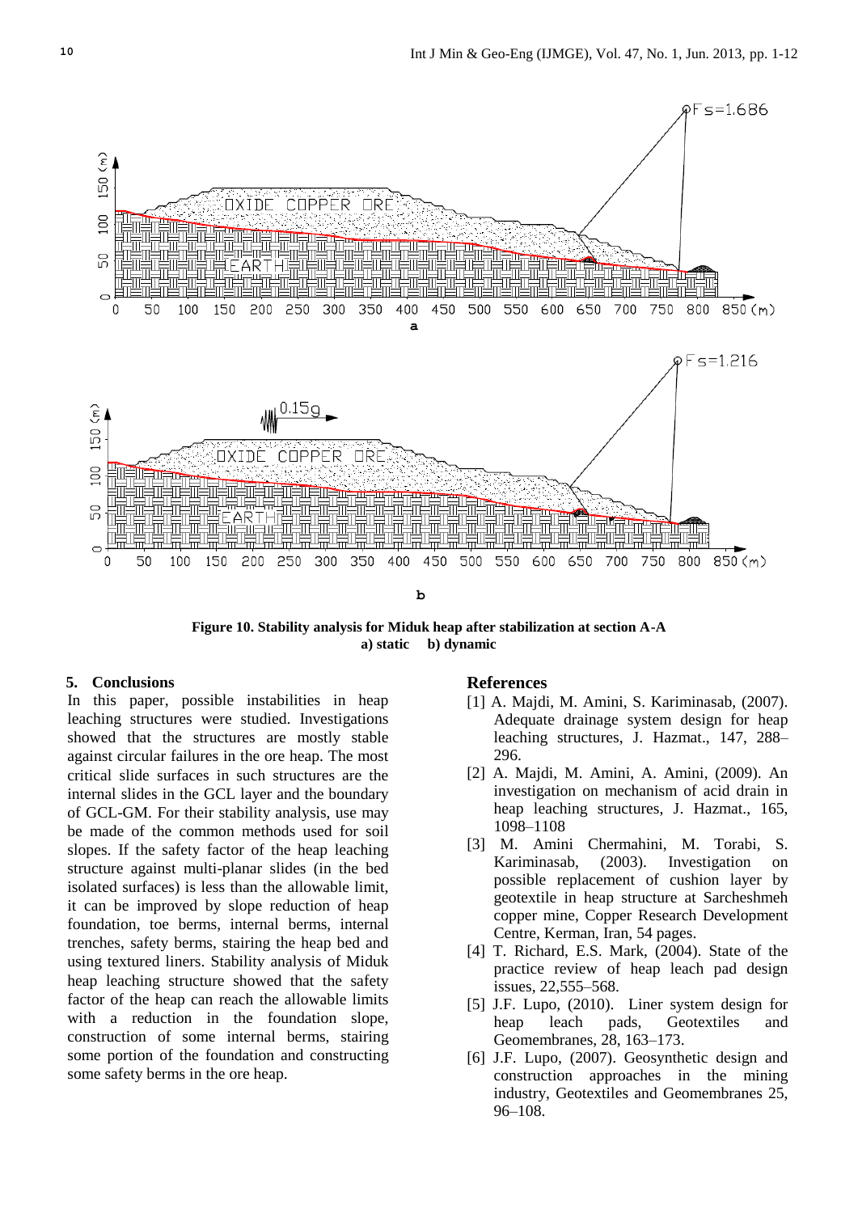Figure 10. Stability analysis for Miduk heap after stabilization at section A-A
a) static b) dynamic

## 5. Conclusions

In this paper, possible instabilities in heap leaching structures were studied. Investigations showed that the structures are mostly stable against circular failures in the ore heap. The most critical slide surfaces in such structures are the internal slides in the GCL layer and the boundary of GCL-GM. For their stability analysis, use may be made of the common methods used for soil slopes. If the safety factor of the heap leaching structure against multi-planar slides (in the bed isolated surfaces) is less than the allowable limit, it can be improved by slope reduction of heap foundation, toe berms, internal berms, internal trenches, safety berms, stairing the heap bed and using textured liners. Stability analysis of Miduk heap leaching structure showed that the safety factor of the heap can reach the allowable limits with a reduction in the foundation slope, construction of some internal berms, stairing some portion of the foundation and constructing some safety berms in the ore heap.

## References

[1] A. Majdi, M. Amini, S. Kariminasab, (2007). Adequate drainage system design for heap leaching structures, J. Hazmat., 147, 288–296.

[2] A. Majdi, M. Amini, A. Amini, (2009). An investigation on mechanism of acid drain in heap leaching structures, J. Hazmat., 165, 1098–1108

[3] M. Amini Chermahini, M. Torabi, S. Kariminasab, (2003). Investigation on possible replacement of cushion layer by geotextile in heap structure at Sarcheshmeh copper mine, Copper Research Development Centre, Kerman, Iran, 54 pages.

[4] T. Richard, E.S. Mark, (2004). State of the practice review of heap leach pad design issues, 22,555–568.

[5] J.F. Lupo, (2010). Liner system design for heap leach pads, Geotextiles and Geomembranes, 28, 163–173.

[6] J.F. Lupo, (2007). Geosynthetic design and construction approaches in the mining industry, Geotextiles and Geomembranes 25, 96–108.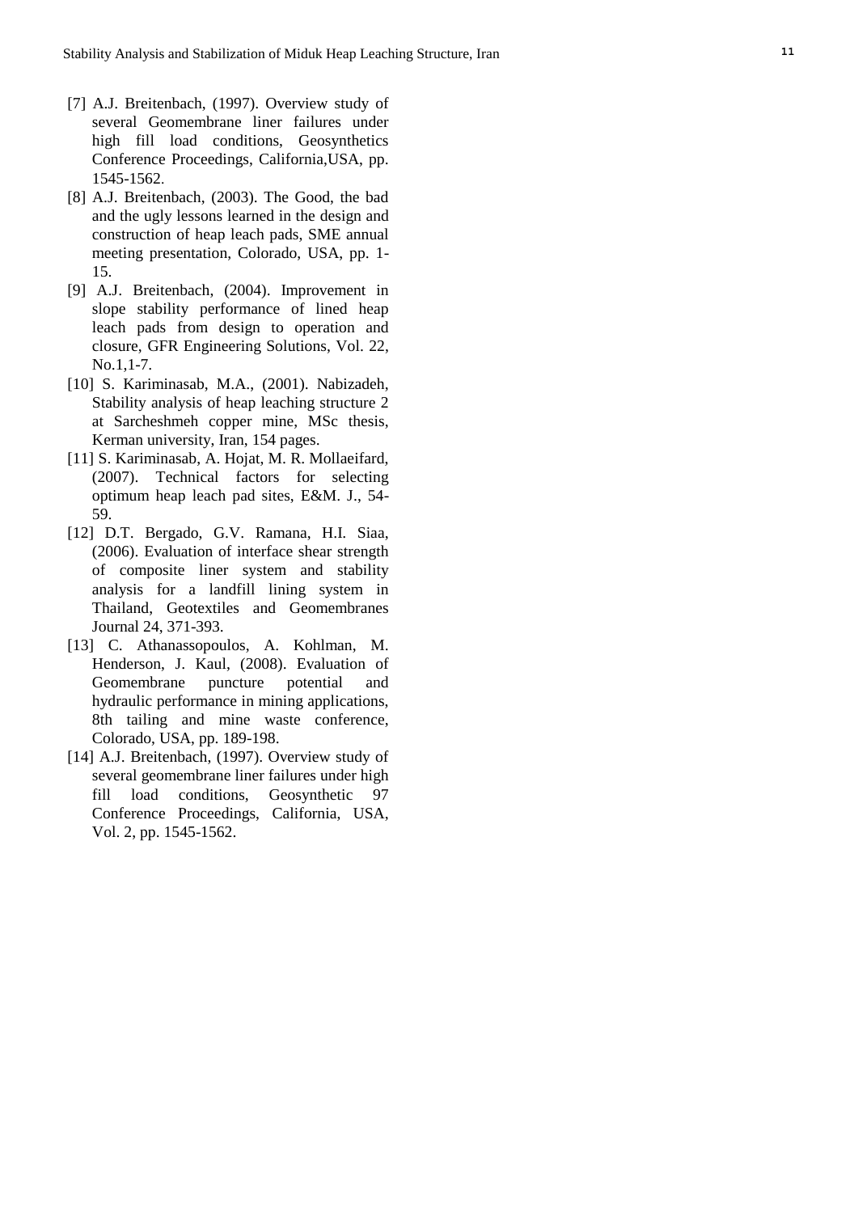[7] A.J. Breitenbach, (1997). Overview study of several Geomembrane liner failures under high fill load conditions, Geosynthetics Conference Proceedings, California,USA, pp. 1545-1562.

[8] A.J. Breitenbach, (2003). The Good, the bad and the ugly lessons learned in the design and construction of heap leach pads, SME annual meeting presentation, Colorado, USA, pp. 1-15.

[9] A.J. Breitenbach, (2004). Improvement in slope stability performance of lined heap leach pads from design to operation and closure, GFR Engineering Solutions, Vol. 22, No.1,1-7.

[10] S. Kariminasab, M.A., (2001). Nabizadeh, Stability analysis of heap leaching structure 2 at Sarcheshmeh copper mine, MSc thesis, Kerman university, Iran, 154 pages.

[11] S. Kariminasab, A. Hojat, M. R. Mollaeifard, (2007). Technical factors for selecting optimum heap leach pad sites, E&M. J., 54-59.

[12] D.T. Bergado, G.V. Ramana, H.I. Siaa, (2006). Evaluation of interface shear strength of composite liner system and stability analysis for a landfill lining system in Thailand, Geotextiles and Geomembranes Journal 24, 371-393.

[13] C. Athanassopoulos, A. Kohlman, M. Henderson, J. Kaul, (2008). Evaluation of Geomembrane puncture potential and hydraulic performance in mining applications, 8th tailing and mine waste conference, Colorado, USA, pp. 189-198.

[14] A.J. Breitenbach, (1997). Overview study of several geomembrane liner failures under high fill load conditions, Geosynthetic 97 Conference Proceedings, California, USA, Vol. 2, pp. 1545-1562.